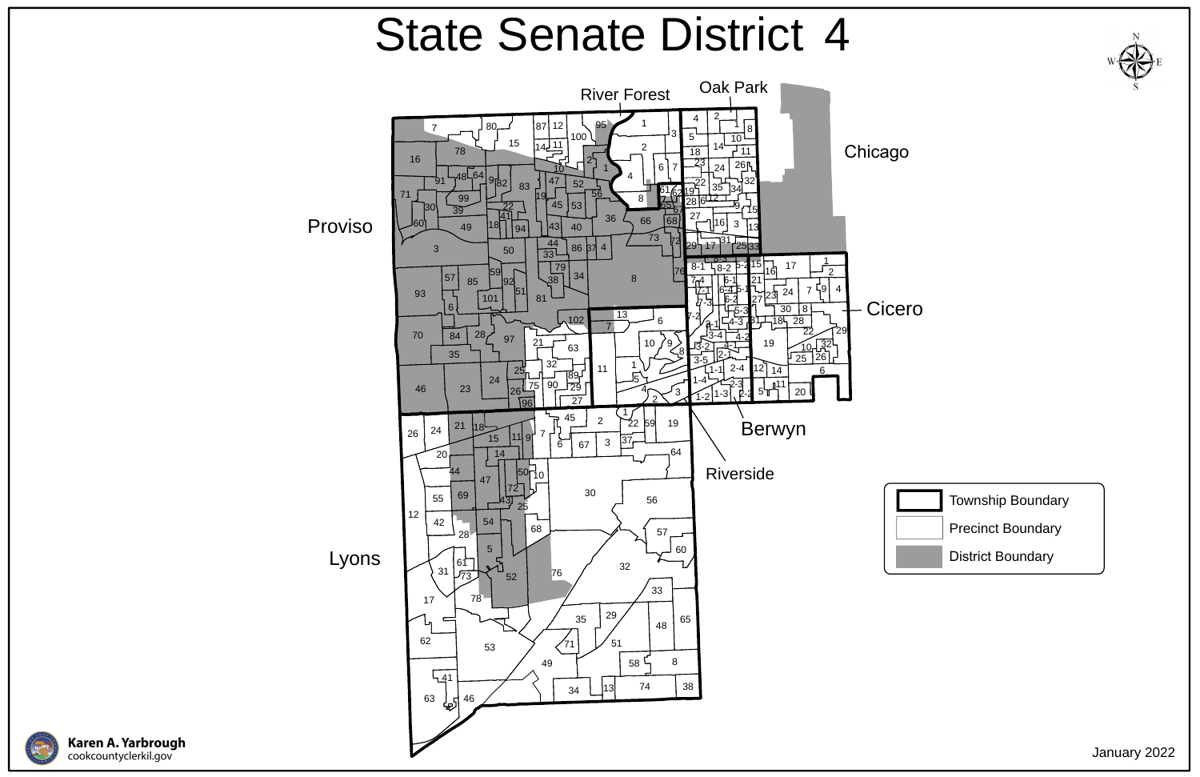# State Senate District 4

Oak Park

River Forest

Chicago

Proviso

Cicero

Berwyn

Riverside

Lyons

- Township Boundary
- Precinct Boundary
- District Boundary

Karen A. Yarbrough
cookcountyclerkil.gov

January 2022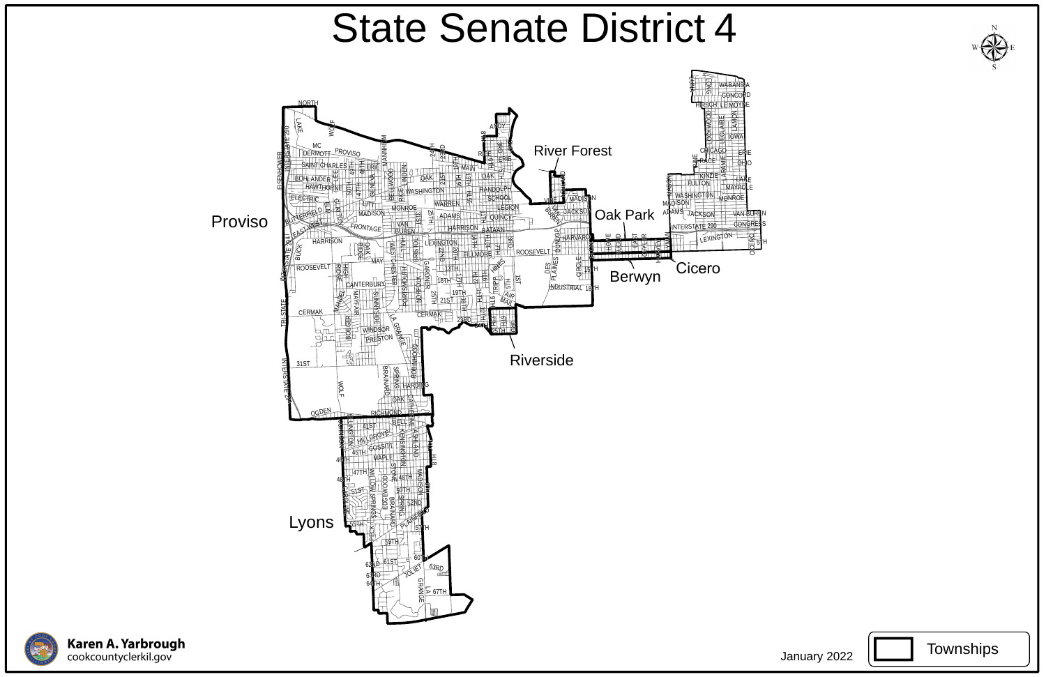# State Senate District 4

Proviso

River Forest

Oak Park

Cicero

Berwyn

Riverside

Lyons

Townships

Karen A. Yarbrough
cookcountyclerkil.gov

January 2022